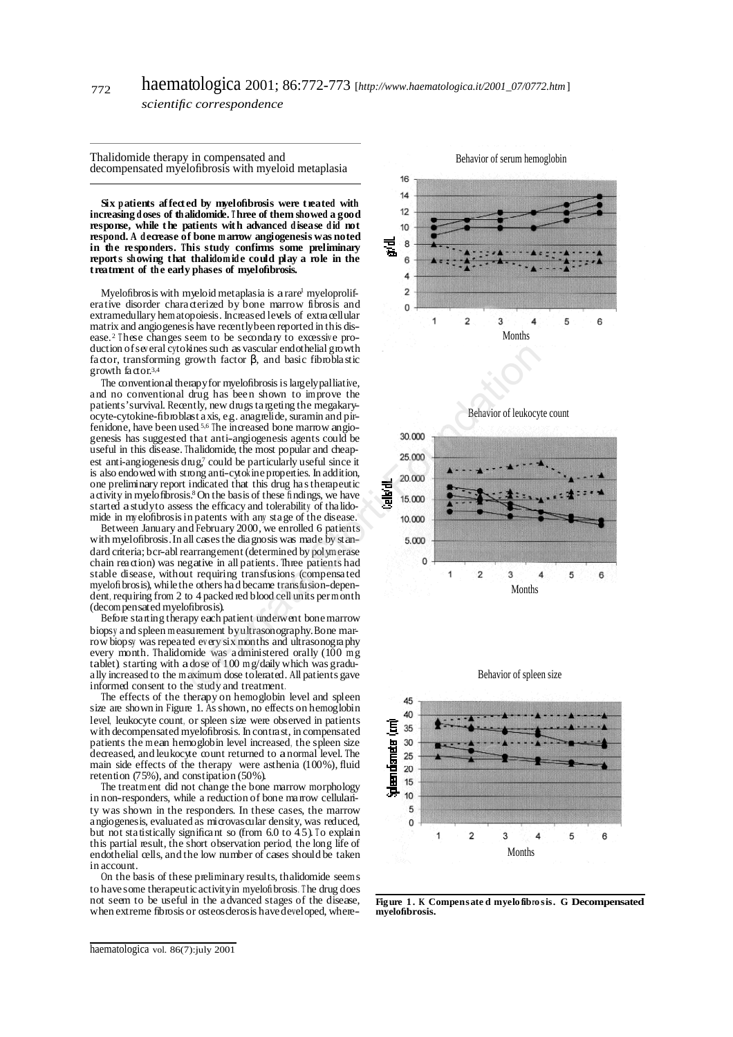## Thalidomide therapy in compensated and decompensated myelofibrosis with myeloid metaplasia

**Six patients affected by myelofibrosis were treated with increasing doses of thalidomide. Three of them showed a good response, while the patients with advanced disease did not respond. A decrease of bone marrow angiogenesis was noted in the responders. This study confirms some preliminary reports showing that thalidomide could play a role in the treatment of the early phases of myelofibrosis.**

Myelofibrosis with myeloid metaplasia is a rare[1] myeloproliferative disorder characterized by bone marrow fibrosis and extramedullary hematopoiesis. Increased levels of extracellular matrix and angiogenesis have recently been reported in this disease.[2] These changes seem to be secondary to excessive production of several cytokines such as vascular endothelial growth factor, transforming growth factor β, and basic fibroblastic growth factor.[3,4]

The conventional therapy for myelofibrosis is largely palliative, and no conventional drug has been shown to improve the patients' survival. Recently, new drugs targeting the megakaryocyte-cytokine-fibroblast axis, e.g. anagrelide, suramin and pirfenidone, have been used.[5,6] The increased bone marrow angiogenesis has suggested that anti-angiogenesis agents could be useful in this disease. Thalidomide, the most popular and cheapest anti-angiogenesis drug,[7] could be particularly useful since it is also endowed with strong anti-cytokine properties. In addition, one preliminary report indicated that this drug has therapeutic activity in myelofibrosis.[8] On the basis of these findings, we have started a study to assess the efficacy and tolerability of thalidomide in myelofibrosis in patients with any stage of the disease.

Between January and February 2000, we enrolled 6 patients with myelofibrosis. In all cases the diagnosis was made by standard criteria; bcr-abl rearrangement (determined by polymerase chain reaction) was negative in all patients. Three patients had stable disease, without requiring transfusions (compensated myelofibrosis), while the others had become transfusion-dependent, requiring from 2 to 4 packed red blood cell units per month (decompensated myelofibrosis).

Before starting therapy each patient underwent bone marrow biopsy and spleen measurement by ultrasonography. Bone marrow biopsy was repeated every six months and ultrasonography every month. Thalidomide was administered orally (100 mg tablet) starting with a dose of 100 mg/daily which was gradually increased to the maximum dose tolerated. All patients gave informed consent to the study and treatment.

The effects of the therapy on hemoglobin level and spleen size are shown in Figure 1. As shown, no effects on hemoglobin level, leukocyte count, or spleen size were observed in patients with decompensated myelofibrosis. In contrast, in compensated patients the mean hemoglobin level increased, the spleen size decreased, and leukocyte count returned to a normal level. The main side effects of the therapy were asthenia (100%), fluid retention (75%), and constipation (50%).

The treatment did not change the bone marrow morphology in non-responders, while a reduction of bone marrow cellularity was shown in the responders. In these cases, the marrow angiogenesis, evaluated as microvascular density, was reduced, but not statistically significant so (from 6.0 to 4.5). To explain this partial result, the short observation period, the long life of endothelial cells, and the low number of cases should be taken in account.

On the basis of these preliminary results, thalidomide seems to have some therapeutic activity in myelofibrosis. The drug does not seem to be useful in the advanced stages of the disease, when extreme fibrosis or osteosclerosis have developed, where-

Behavior of serum hemoglobin

Behavior of leukocyte count

Behavior of spleen size

**Figure 1. K Compensated myelofibrosis. G Decompensated myelofibrosis.**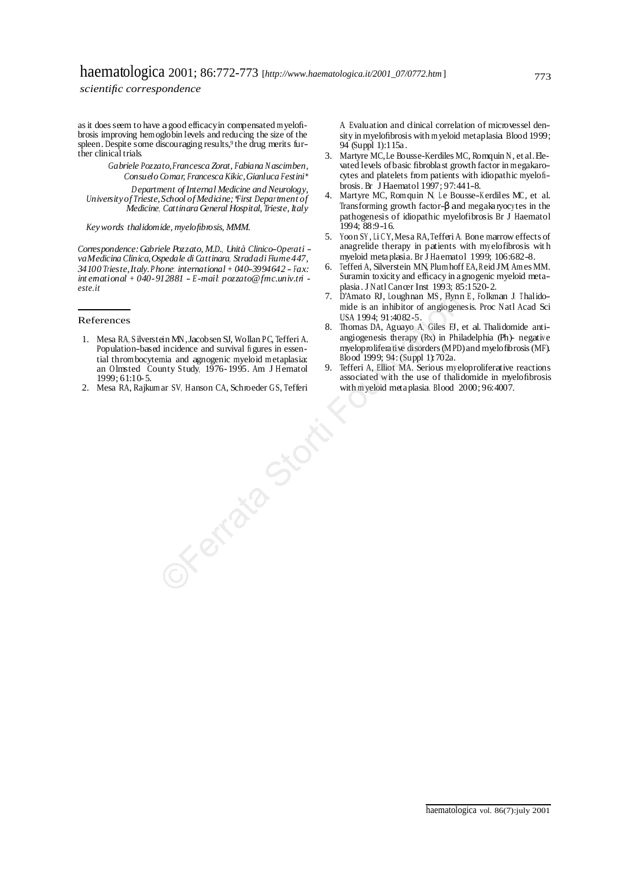as it does seem to have a good efficacy in compensated myelofibrosis improving hemoglobin levels and reducing the size of the spleen. Despite some discouraging results,[9] the drug merits further clinical trials.

*Gabriele Pozzato, Francesca Zorat, Fabiana Nascimben, Consuelo Comar, Francesca Kikic, Gianluca Festini\**

*Department of Internal Medicine and Neurology, University of Trieste, School of Medicine; \*First Department of Medicine, Cattinara General Hospital, Trieste, Italy*

*Key words: thalidomide, myelofibrosis, MMM.*

*Correspondence: Gabriele Pozzato, M.D., Unità Clinico-Operativa Medicina Clinica, Ospedale di Cattinara, Strada di Fiume 447, 34100 Trieste, Italy. Phone: international + 040-3994642 - Fax: international + 040-912881 - E-mail: pozzato@fmc.univ.trieste.it*

## References

1. Mesa RA, Silverstein MN, Jacobsen SJ, Wollan PC, Tefferi A. Population-based incidence and survival figures in essential thrombocytemia and agnogenic myeloid metaplasia: an Olmsted County Study, 1976-1995. Am J Hematol 1999; 61:10-5.
2. Mesa RA, Rajkumar SV, Hanson CA, Schroeder GS, Tefferi A. Evaluation and clinical correlation of microvessel density in myelofibrosis with myeloid metaplasia. Blood 1999; 94 (Suppl 1):115a.
3. Martyre MC, Le Bousse-Kerdiles MC, Romquin N, et al. Elevated levels of basic fibroblast growth factor in megakarocytes and platelets from patients with idiopathic myelofibrosis. Br J Haematol 1997; 97:441-8.
4. Martyre MC, Romquin N, Le Bousse-Kerdiles MC, et al. Transforming growth factor-β and megakaryocytes in the pathogenesis of idiopathic myelofibrosis Br J Haematol 1994; 88:9-16.
5. Yoon SY, Li CY, Mesa RA, Tefferi A. Bone marrow effects of anagrelide therapy in patients with myelofibrosis with myeloid metaplasia. Br J Haematol 1999; 106:682-8.
6. Tefferi A, Silverstein MN, Plumhoff EA, Reid JM, Ames MM. Suramin toxicity and efficacy in agnogenic myeloid metaplasia. J Natl Cancer Inst 1993; 85:1520-2.
7. D'Amato RJ, Loughnan MS, Flynn E, Folkman J. Thalidomide is an inhibitor of angiogenesis. Proc Natl Acad Sci USA 1994; 91:4082-5.
8. Thomas DA, Aguayo A, Giles FJ, et al. Thalidomide antiangiogenesis therapy (Rx) in Philadelphia (Ph)- negative myeloproliferative disorders (MPD) and myelofibrosis (MF). Blood 1999; 94: (Suppl 1):702a.
9. Tefferi A, Elliot MA. Serious myeloproliferative reactions associated with the use of thalidomide in myelofibrosis with myeloid metaplasia. Blood 2000; 96:4007.